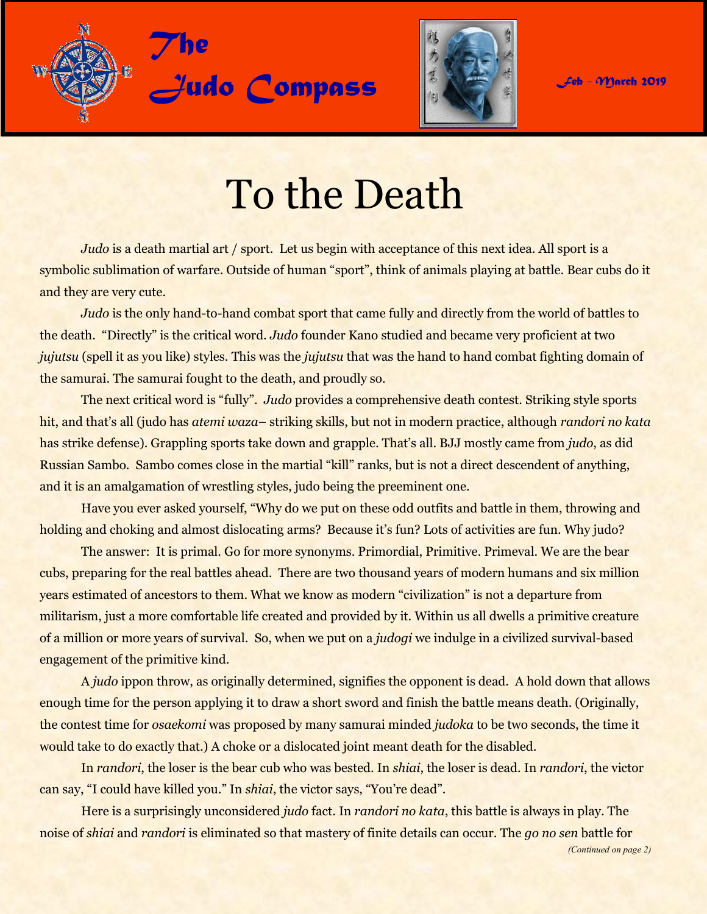# The Judo Compass

Feb – March 2019

# To the Death

*Judo* is a death martial art / sport. Let us begin with acceptance of this next idea. All sport is a symbolic sublimation of warfare. Outside of human "sport", think of animals playing at battle. Bear cubs do it and they are very cute.

*Judo* is the only hand-to-hand combat sport that came fully and directly from the world of battles to the death. "Directly" is the critical word. *Judo* founder Kano studied and became very proficient at two *jujutsu* (spell it as you like) styles. This was the *jujutsu* that was the hand to hand combat fighting domain of the samurai. The samurai fought to the death, and proudly so.

The next critical word is "fully". *Judo* provides a comprehensive death contest. Striking style sports hit, and that's all (judo has *atemi waza*– striking skills, but not in modern practice, although *randori no kata* has strike defense). Grappling sports take down and grapple. That's all. BJJ mostly came from *judo*, as did Russian Sambo. Sambo comes close in the martial "kill" ranks, but is not a direct descendent of anything, and it is an amalgamation of wrestling styles, judo being the preeminent one.

Have you ever asked yourself, "Why do we put on these odd outfits and battle in them, throwing and holding and choking and almost dislocating arms? Because it's fun? Lots of activities are fun. Why judo?

The answer: It is primal. Go for more synonyms. Primordial, Primitive. Primeval. We are the bear cubs, preparing for the real battles ahead. There are two thousand years of modern humans and six million years estimated of ancestors to them. What we know as modern "civilization" is not a departure from militarism, just a more comfortable life created and provided by it. Within us all dwells a primitive creature of a million or more years of survival. So, when we put on a *judogi* we indulge in a civilized survival-based engagement of the primitive kind.

A *judo* ippon throw, as originally determined, signifies the opponent is dead. A hold down that allows enough time for the person applying it to draw a short sword and finish the battle means death. (Originally, the contest time for *osaekomi* was proposed by many samurai minded *judoka* to be two seconds, the time it would take to do exactly that.) A choke or a dislocated joint meant death for the disabled.

In *randori*, the loser is the bear cub who was bested. In *shiai*, the loser is dead. In *randori*, the victor can say, "I could have killed you." In *shiai*, the victor says, "You're dead".

Here is a surprisingly unconsidered *judo* fact. In *randori no kata*, this battle is always in play. The noise of *shiai* and *randori* is eliminated so that mastery of finite details can occur. The *go no sen* battle for

*(Continued on page 2)*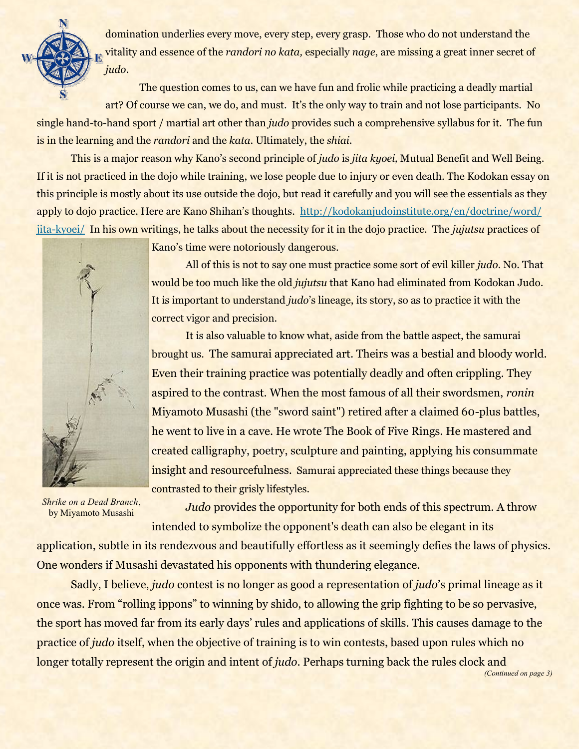domination underlies every move, every step, every grasp. Those who do not understand the vitality and essence of the *randori no kata,* especially *nage*, are missing a great inner secret of *judo*.

The question comes to us, can we have fun and frolic while practicing a deadly martial art? Of course we can, we do, and must. It's the only way to train and not lose participants. No single hand-to-hand sport / martial art other than *judo* provides such a comprehensive syllabus for it. The fun is in the learning and the *randori* and the *kata*. Ultimately, the *shiai*.

This is a major reason why Kano's second principle of *judo* is *jita kyoei,* Mutual Benefit and Well Being. If it is not practiced in the dojo while training, we lose people due to injury or even death. The Kodokan essay on this principle is mostly about its use outside the dojo, but read it carefully and you will see the essentials as they apply to dojo practice. Here are Kano Shihan's thoughts. [http://kodokanjudoinstitute.org/en/doctrine/word/jita-kyoei/](http://kodokanjudoinstitute.org/en/doctrine/word/jita-kyoei/) In his own writings, he talks about the necessity for it in the dojo practice. The *jujutsu* practices of Kano's time were notoriously dangerous.

All of this is not to say one must practice some sort of evil killer *judo*. No. That would be too much like the old *jujutsu* that Kano had eliminated from Kodokan Judo. It is important to understand *judo*'s lineage, its story, so as to practice it with the correct vigor and precision.

It is also valuable to know what, aside from the battle aspect, the samurai brought us. The samurai appreciated art. Theirs was a bestial and bloody world. Even their training practice was potentially deadly and often crippling. They aspired to the contrast. When the most famous of all their swordsmen, *ronin* Miyamoto Musashi (the "sword saint") retired after a claimed 60-plus battles, he went to live in a cave. He wrote The Book of Five Rings. He mastered and created calligraphy, poetry, sculpture and painting, applying his consummate insight and resourcefulness. Samurai appreciated these things because they contrasted to their grisly lifestyles.

*Shrike on a Dead Branch*, by Miyamoto Musashi

*Judo* provides the opportunity for both ends of this spectrum. A throw intended to symbolize the opponent's death can also be elegant in its application, subtle in its rendezvous and beautifully effortless as it seemingly defies the laws of physics. One wonders if Musashi devastated his opponents with thundering elegance.

Sadly, I believe, *judo* contest is no longer as good a representation of *judo*'s primal lineage as it once was. From "rolling ippons" to winning by shido, to allowing the grip fighting to be so pervasive, the sport has moved far from its early days' rules and applications of skills. This causes damage to the practice of *judo* itself, when the objective of training is to win contests, based upon rules which no longer totally represent the origin and intent of *judo*. Perhaps turning back the rules clock and

*(Continued on page 3)*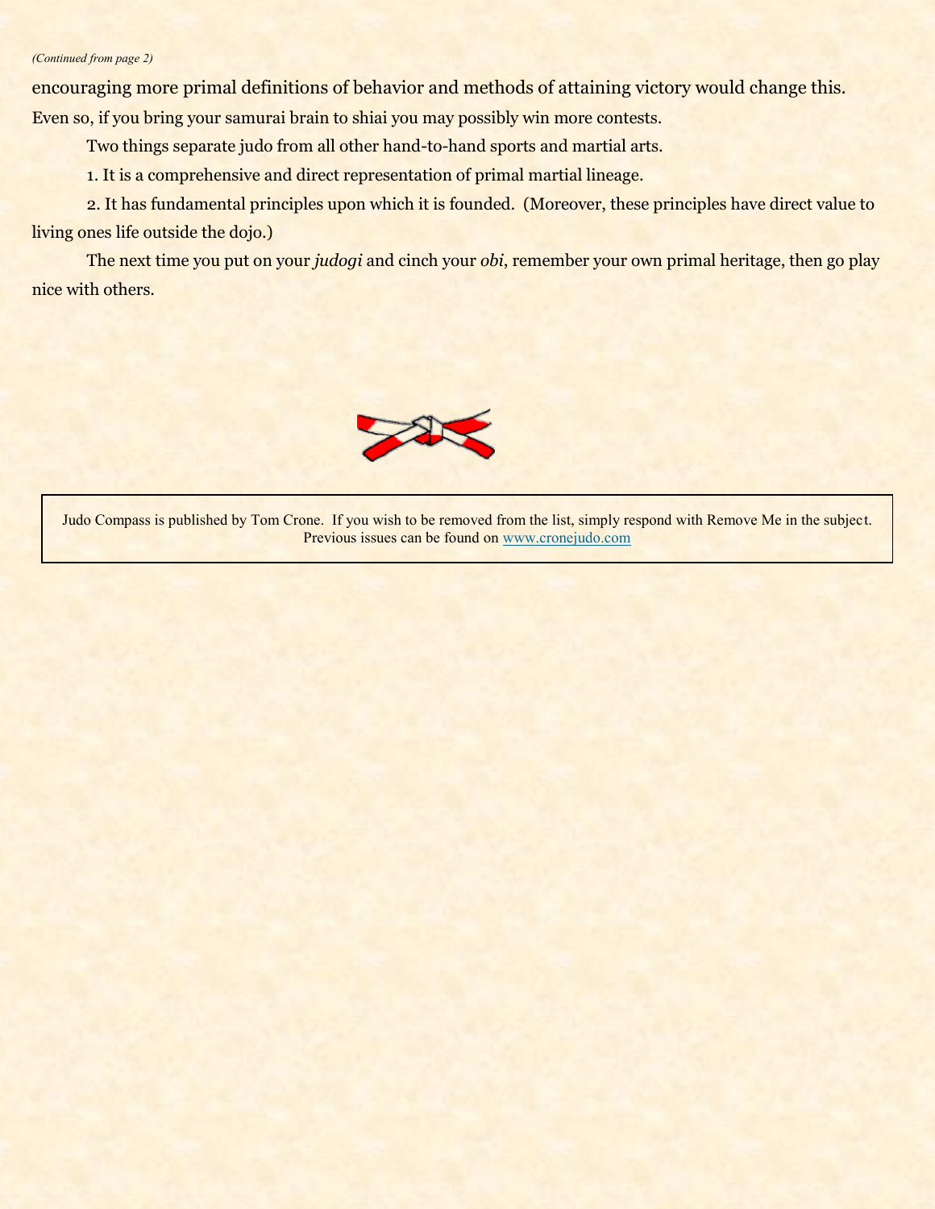*(Continued from page 2)*

encouraging more primal definitions of behavior and methods of attaining victory would change this. Even so, if you bring your samurai brain to shiai you may possibly win more contests.

Two things separate judo from all other hand-to-hand sports and martial arts.

1. It is a comprehensive and direct representation of primal martial lineage.

2. It has fundamental principles upon which it is founded. (Moreover, these principles have direct value to living ones life outside the dojo.)

The next time you put on your *judogi* and cinch your *obi*, remember your own primal heritage, then go play nice with others.

Judo Compass is published by Tom Crone. If you wish to be removed from the list, simply respond with Remove Me in the subject. Previous issues can be found on www.cronejudo.com